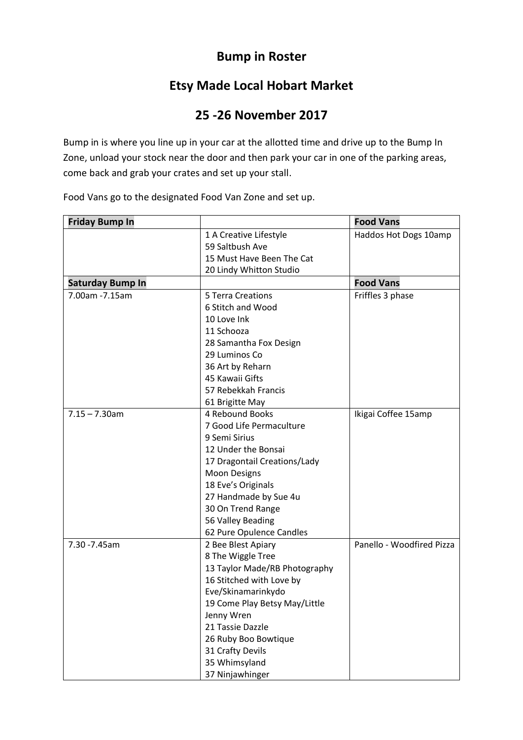## Bump in Roster

## Etsy Made Local Hobart Market

## 25 -26 November 2017

Bump in is where you line up in your car at the allotted time and drive up to the Bump In Zone, unload your stock near the door and then park your car in one of the parking areas, come back and grab your crates and set up your stall.

Food Vans go to the designated Food Van Zone and set up.

| **Friday Bump In** | | **Food Vans** |
|---|---|---|
| | 1 A Creative Lifestyle<br>59 Saltbush Ave<br>15 Must Have Been The Cat<br>20 Lindy Whitton Studio | Haddos Hot Dogs 10amp |
| **Saturday Bump In** | | **Food Vans** |
| 7.00am -7.15am | 5 Terra Creations<br>6 Stitch and Wood<br>10 Love Ink<br>11 Schooza<br>28 Samantha Fox Design<br>29 Luminos Co<br>36 Art by Reharn<br>45 Kawaii Gifts<br>57 Rebekkah Francis<br>61 Brigitte May | Friffles 3 phase |
| 7.15 – 7.30am | 4 Rebound Books<br>7 Good Life Permaculture<br>9 Semi Sirius<br>12 Under the Bonsai<br>17 Dragontail Creations/Lady Moon Designs<br>18 Eve's Originals<br>27 Handmade by Sue 4u<br>30 On Trend Range<br>56 Valley Beading<br>62 Pure Opulence Candles | Ikigai Coffee 15amp |
| 7.30 -7.45am | 2 Bee Blest Apiary<br>8 The Wiggle Tree<br>13 Taylor Made/RB Photography<br>16 Stitched with Love by Eve/Skinamarinkydo<br>19 Come Play Betsy May/Little Jenny Wren<br>21 Tassie Dazzle<br>26 Ruby Boo Bowtique<br>31 Crafty Devils<br>35 Whimsyland<br>37 Ninjawhinger | Panello - Woodfired Pizza |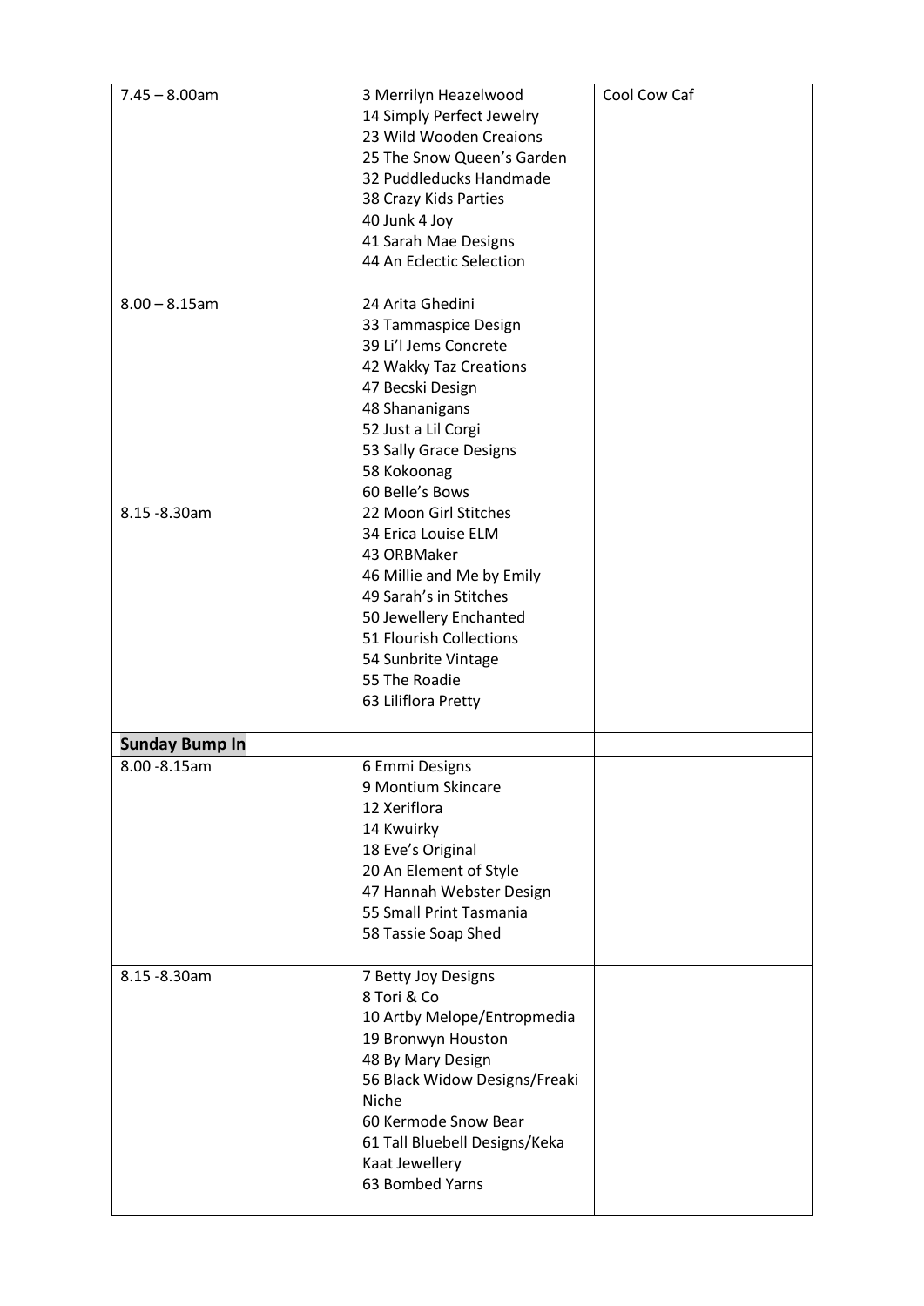| | | |
|---|---|---|
| 7.45 – 8.00am | 3 Merrilyn Heazelwood<br>14 Simply Perfect Jewelry<br>23 Wild Wooden Creaions<br>25 The Snow Queen's Garden<br>32 Puddleducks Handmade<br>38 Crazy Kids Parties<br>40 Junk 4 Joy<br>41 Sarah Mae Designs<br>44 An Eclectic Selection | Cool Cow Caf |
| 8.00 – 8.15am | 24 Arita Ghedini<br>33 Tammaspice Design<br>39 Li'l Jems Concrete<br>42 Wakky Taz Creations<br>47 Becski Design<br>48 Shananigans<br>52 Just a Lil Corgi<br>53 Sally Grace Designs<br>58 Kokoonag<br>60 Belle's Bows | |
| 8.15 -8.30am | 22 Moon Girl Stitches<br>34 Erica Louise ELM<br>43 ORBMaker<br>46 Millie and Me by Emily<br>49 Sarah's in Stitches<br>50 Jewellery Enchanted<br>51 Flourish Collections<br>54 Sunbrite Vintage<br>55 The Roadie<br>63 Liliflora Pretty | |
| **Sunday Bump In** | | |
| 8.00 -8.15am | 6 Emmi Designs<br>9 Montium Skincare<br>12 Xeriflora<br>14 Kwuirky<br>18 Eve's Original<br>20 An Element of Style<br>47 Hannah Webster Design<br>55 Small Print Tasmania<br>58 Tassie Soap Shed | |
| 8.15 -8.30am | 7 Betty Joy Designs<br>8 Tori & Co<br>10 Artby Melope/Entropmedia<br>19 Bronwyn Houston<br>48 By Mary Design<br>56 Black Widow Designs/Freaki Niche<br>60 Kermode Snow Bear<br>61 Tall Bluebell Designs/Keka Kaat Jewellery<br>63 Bombed Yarns | |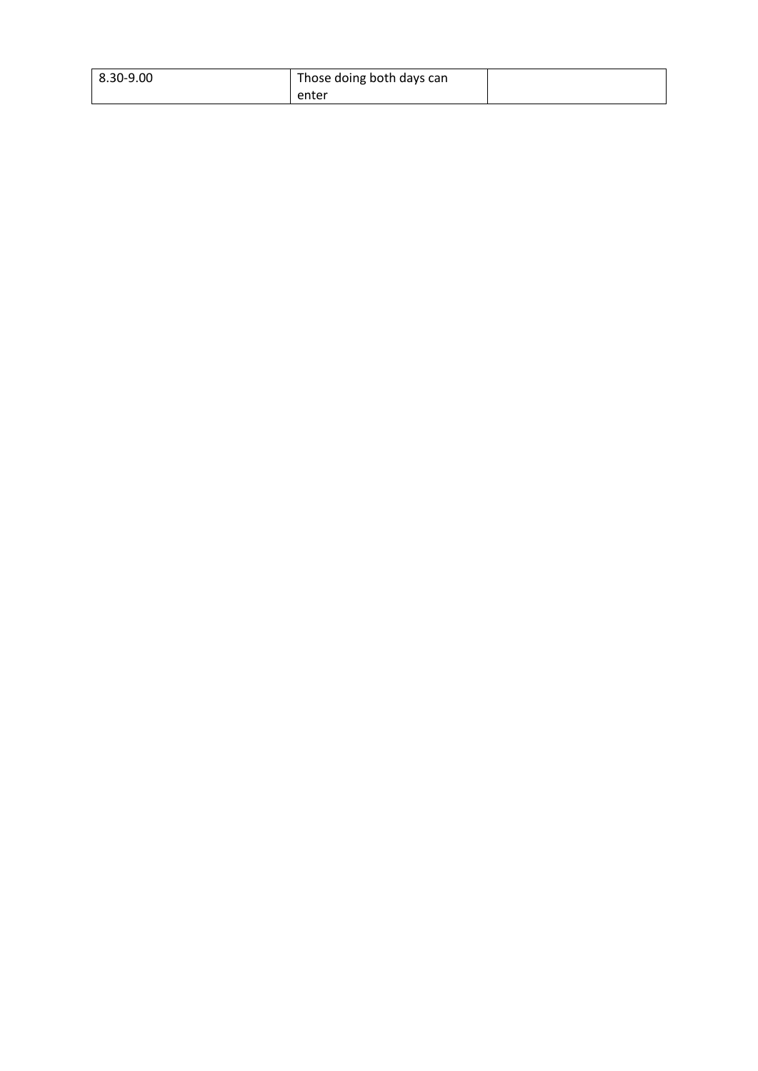| | | |
|---|---|---|
| 8.30-9.00 | Those doing both days can enter | |